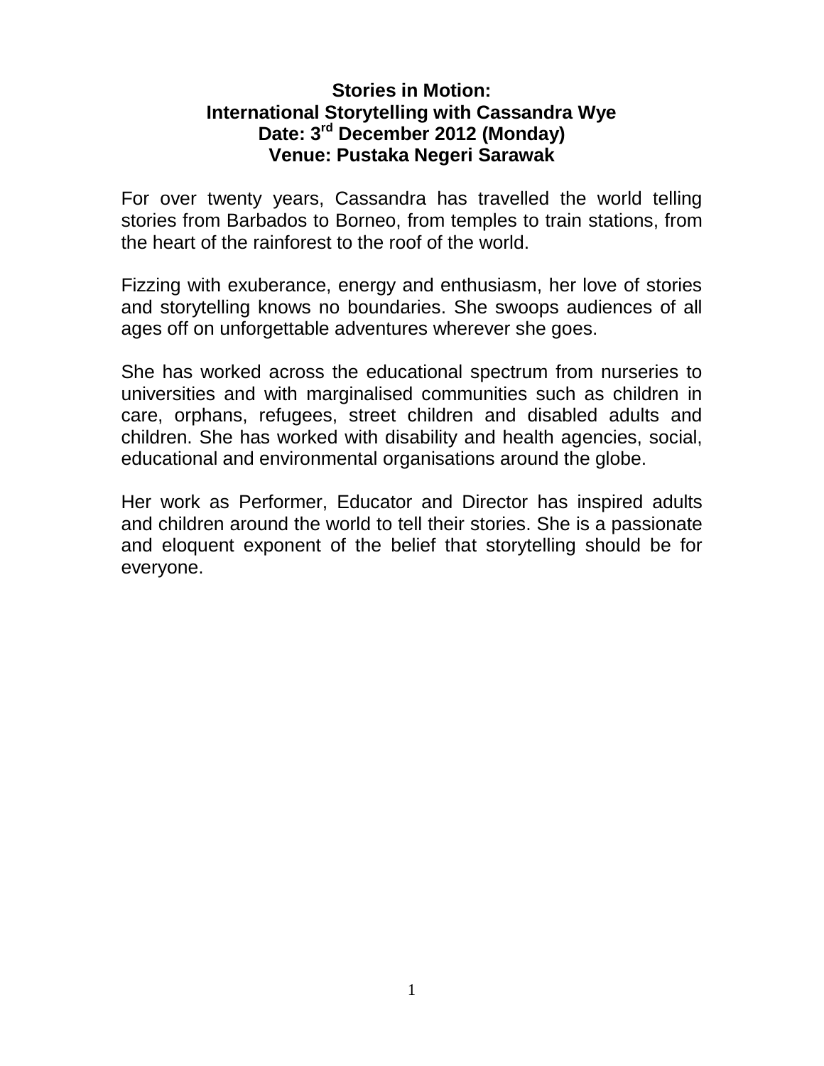**Stories in Motion:**
**International Storytelling with Cassandra Wye**
**Date: 3rd December 2012 (Monday)**
**Venue: Pustaka Negeri Sarawak**

For over twenty years, Cassandra has travelled the world telling stories from Barbados to Borneo, from temples to train stations, from the heart of the rainforest to the roof of the world.

Fizzing with exuberance, energy and enthusiasm, her love of stories and storytelling knows no boundaries. She swoops audiences of all ages off on unforgettable adventures wherever she goes.

She has worked across the educational spectrum from nurseries to universities and with marginalised communities such as children in care, orphans, refugees, street children and disabled adults and children. She has worked with disability and health agencies, social, educational and environmental organisations around the globe.

Her work as Performer, Educator and Director has inspired adults and children around the world to tell their stories. She is a passionate and eloquent exponent of the belief that storytelling should be for everyone.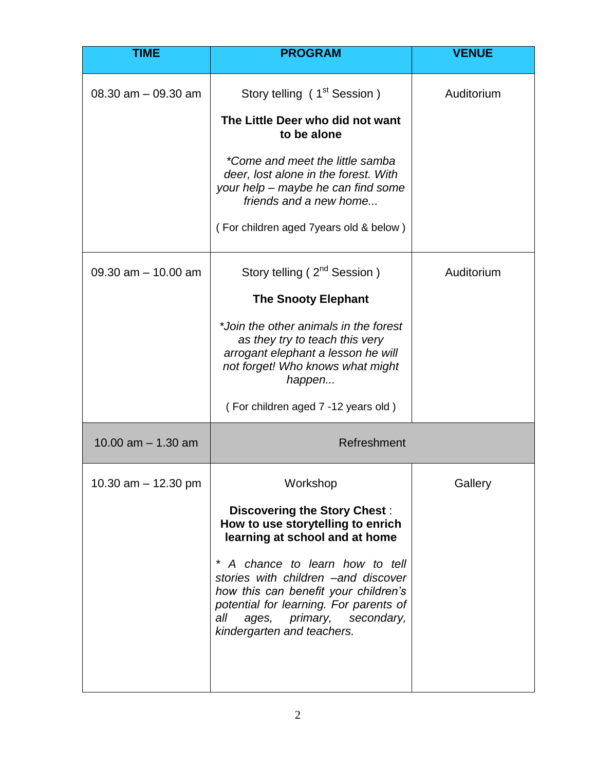| TIME | PROGRAM | VENUE |
|---|---|---|
| 08.30 am – 09.30 am | Story telling ( 1st Session )<br><br>**The Little Deer who did not want to be alone**<br><br>*\*Come and meet the little samba deer, lost alone in the forest. With your help – maybe he can find some friends and a new home...*<br><br>( For children aged 7years old & below ) | Auditorium |
| 09.30 am – 10.00 am | Story telling ( 2nd Session )<br><br>**The Snooty Elephant**<br><br>*\*Join the other animals in the forest as they try to teach this very arrogant elephant a lesson he will not forget! Who knows what might happen...*<br><br>( For children aged 7 -12 years old ) | Auditorium |
| 10.00 am – 1.30 am | Refreshment | |
| 10.30 am – 12.30 pm | Workshop<br><br>**Discovering the Story Chest** :<br>**How to use storytelling to enrich learning at school and at home**<br><br>*\* A chance to learn how to tell stories with children –and discover how this can benefit your children's potential for learning. For parents of all ages, primary, secondary, kindergarten and teachers.* | Gallery |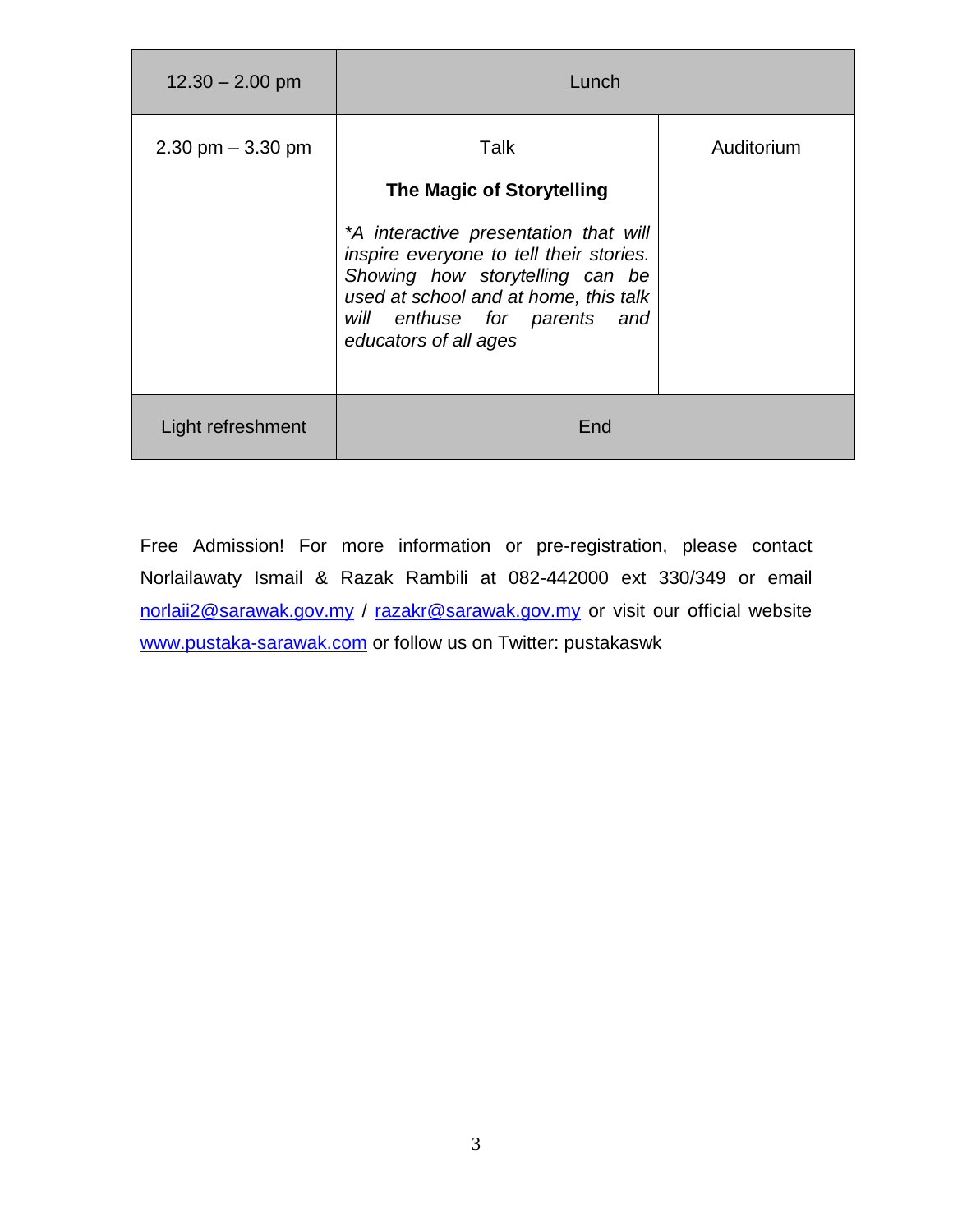| | | |
|---|---|---|
| 12.30 – 2.00 pm | Lunch | |
| 2.30 pm – 3.30 pm | Talk<br>**The Magic of Storytelling**<br>*\*A interactive presentation that will inspire everyone to tell their stories. Showing how storytelling can be used at school and at home, this talk will enthuse for parents and educators of all ages* | Auditorium |
| Light refreshment | End | |

Free Admission! For more information or pre-registration, please contact Norlailawaty Ismail & Razak Rambili at 082-442000 ext 330/349 or email norlaii2@sarawak.gov.my / razakr@sarawak.gov.my or visit our official website www.pustaka-sarawak.com or follow us on Twitter: pustakaswk